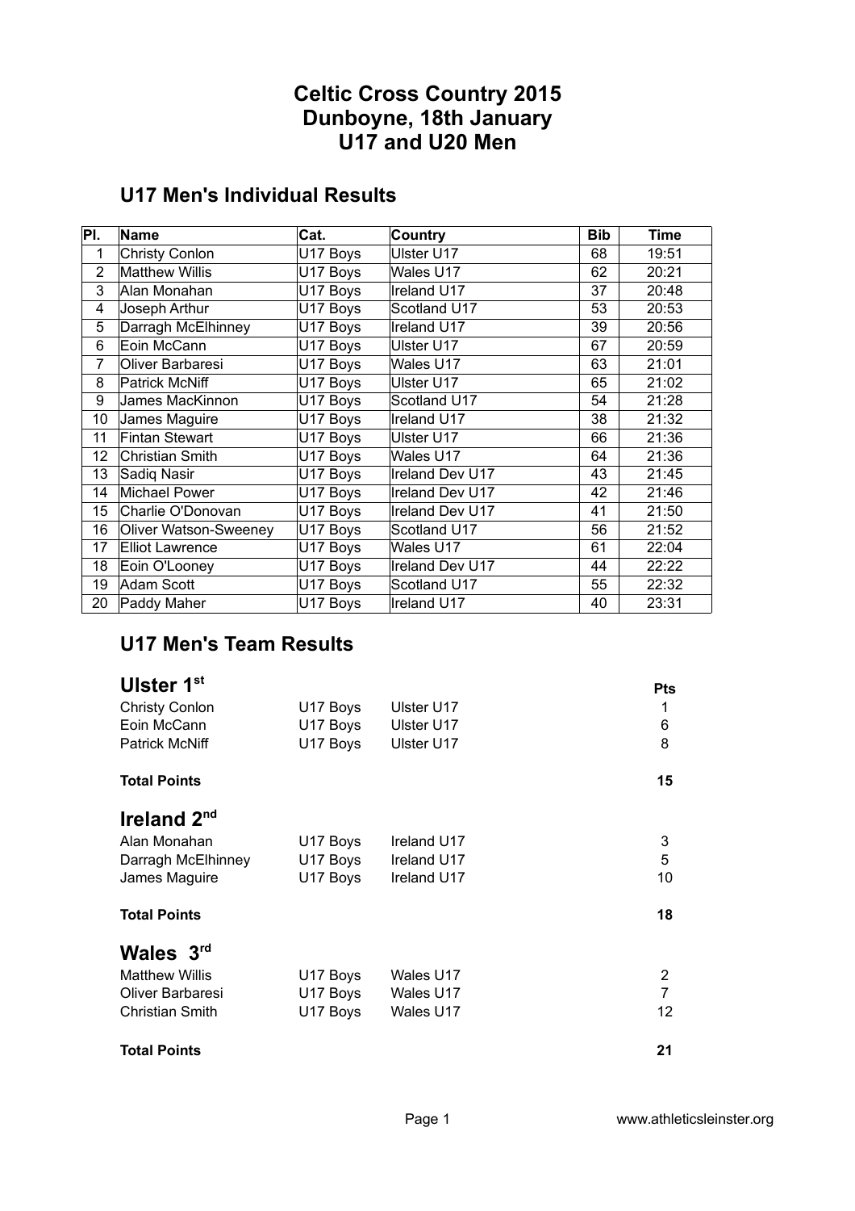# Celtic Cross Country 2015
# Dunboyne, 18th January
# U17 and U20 Men

## U17 Men's Individual Results

| Pl. | Name | Cat. | Country | Bib | Time |
|---|---|---|---|---|---|
| 1 | Christy Conlon | U17 Boys | Ulster U17 | 68 | 19:51 |
| 2 | Matthew Willis | U17 Boys | Wales U17 | 62 | 20:21 |
| 3 | Alan Monahan | U17 Boys | Ireland U17 | 37 | 20:48 |
| 4 | Joseph Arthur | U17 Boys | Scotland U17 | 53 | 20:53 |
| 5 | Darragh McElhinney | U17 Boys | Ireland U17 | 39 | 20:56 |
| 6 | Eoin McCann | U17 Boys | Ulster U17 | 67 | 20:59 |
| 7 | Oliver Barbaresi | U17 Boys | Wales U17 | 63 | 21:01 |
| 8 | Patrick McNiff | U17 Boys | Ulster U17 | 65 | 21:02 |
| 9 | James MacKinnon | U17 Boys | Scotland U17 | 54 | 21:28 |
| 10 | James Maguire | U17 Boys | Ireland U17 | 38 | 21:32 |
| 11 | Fintan Stewart | U17 Boys | Ulster U17 | 66 | 21:36 |
| 12 | Christian Smith | U17 Boys | Wales U17 | 64 | 21:36 |
| 13 | Sadiq Nasir | U17 Boys | Ireland Dev U17 | 43 | 21:45 |
| 14 | Michael Power | U17 Boys | Ireland Dev U17 | 42 | 21:46 |
| 15 | Charlie O'Donovan | U17 Boys | Ireland Dev U17 | 41 | 21:50 |
| 16 | Oliver Watson-Sweeney | U17 Boys | Scotland U17 | 56 | 21:52 |
| 17 | Elliot Lawrence | U17 Boys | Wales U17 | 61 | 22:04 |
| 18 | Eoin O'Looney | U17 Boys | Ireland Dev U17 | 44 | 22:22 |
| 19 | Adam Scott | U17 Boys | Scotland U17 | 55 | 22:32 |
| 20 | Paddy Maher | U17 Boys | Ireland U17 | 40 | 23:31 |

## U17 Men's Team Results

### Ulster 1st

| Name | Cat. | Country | Pts |
|---|---|---|---|
| Christy Conlon | U17 Boys | Ulster U17 | 1 |
| Eoin McCann | U17 Boys | Ulster U17 | 6 |
| Patrick McNiff | U17 Boys | Ulster U17 | 8 |
| **Total Points** | | | **15** |

### Ireland 2nd

| Name | Cat. | Country | Pts |
|---|---|---|---|
| Alan Monahan | U17 Boys | Ireland U17 | 3 |
| Darragh McElhinney | U17 Boys | Ireland U17 | 5 |
| James Maguire | U17 Boys | Ireland U17 | 10 |
| **Total Points** | | | **18** |

### Wales 3rd

| Name | Cat. | Country | Pts |
|---|---|---|---|
| Matthew Willis | U17 Boys | Wales U17 | 2 |
| Oliver Barbaresi | U17 Boys | Wales U17 | 7 |
| Christian Smith | U17 Boys | Wales U17 | 12 |
| **Total Points** | | | **21** |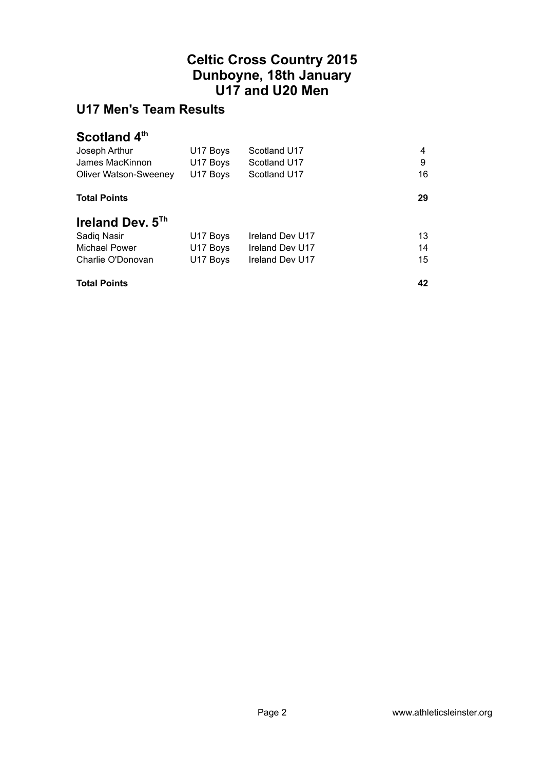# Celtic Cross Country 2015
# Dunboyne, 18th January
# U17 and U20 Men

## U17 Men's Team Results

### Scotland 4th

| | | | |
|---|---|---|---|
| Joseph Arthur | U17 Boys | Scotland U17 | 4 |
| James MacKinnon | U17 Boys | Scotland U17 | 9 |
| Oliver Watson-Sweeney | U17 Boys | Scotland U17 | 16 |
| **Total Points** | | | **29** |

### Ireland Dev. 5Th

| | | | |
|---|---|---|---|
| Sadiq Nasir | U17 Boys | Ireland Dev U17 | 13 |
| Michael Power | U17 Boys | Ireland Dev U17 | 14 |
| Charlie O'Donovan | U17 Boys | Ireland Dev U17 | 15 |
| **Total Points** | | | **42** |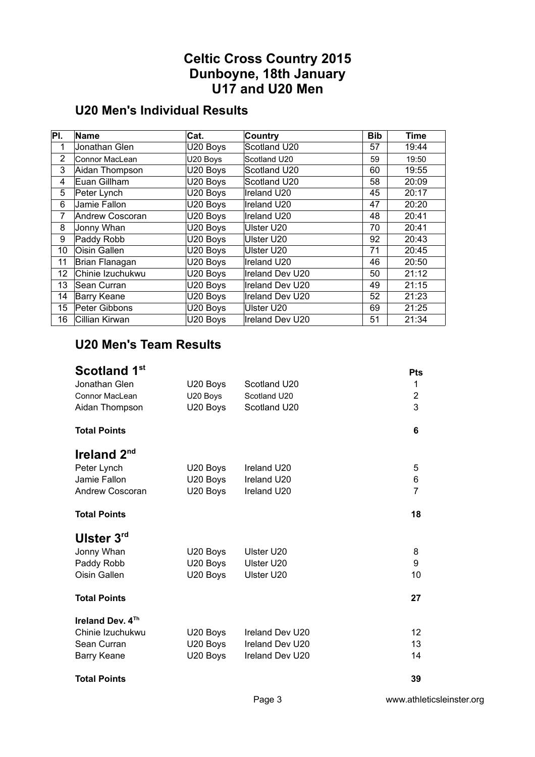# Celtic Cross Country 2015
# Dunboyne, 18th January
# U17 and U20 Men

## U20 Men's Individual Results

| Pl. | Name | Cat. | Country | Bib | Time |
|---|---|---|---|---|---|
| 1 | Jonathan Glen | U20 Boys | Scotland U20 | 57 | 19:44 |
| 2 | Connor MacLean | U20 Boys | Scotland U20 | 59 | 19:50 |
| 3 | Aidan Thompson | U20 Boys | Scotland U20 | 60 | 19:55 |
| 4 | Euan Gillham | U20 Boys | Scotland U20 | 58 | 20:09 |
| 5 | Peter Lynch | U20 Boys | Ireland U20 | 45 | 20:17 |
| 6 | Jamie Fallon | U20 Boys | Ireland U20 | 47 | 20:20 |
| 7 | Andrew Coscoran | U20 Boys | Ireland U20 | 48 | 20:41 |
| 8 | Jonny Whan | U20 Boys | Ulster U20 | 70 | 20:41 |
| 9 | Paddy Robb | U20 Boys | Ulster U20 | 92 | 20:43 |
| 10 | Oisin Gallen | U20 Boys | Ulster U20 | 71 | 20:45 |
| 11 | Brian Flanagan | U20 Boys | Ireland U20 | 46 | 20:50 |
| 12 | Chinie Izuchukwu | U20 Boys | Ireland Dev U20 | 50 | 21:12 |
| 13 | Sean Curran | U20 Boys | Ireland Dev U20 | 49 | 21:15 |
| 14 | Barry Keane | U20 Boys | Ireland Dev U20 | 52 | 21:23 |
| 15 | Peter Gibbons | U20 Boys | Ulster U20 | 69 | 21:25 |
| 16 | Cillian Kirwan | U20 Boys | Ireland Dev U20 | 51 | 21:34 |

## U20 Men's Team Results

| | | | Pts |
|---|---|---|---|
| **Scotland 1st** | | | |
| Jonathan Glen | U20 Boys | Scotland U20 | 1 |
| Connor MacLean | U20 Boys | Scotland U20 | 2 |
| Aidan Thompson | U20 Boys | Scotland U20 | 3 |
| **Total Points** | | | **6** |
| **Ireland 2nd** | | | |
| Peter Lynch | U20 Boys | Ireland U20 | 5 |
| Jamie Fallon | U20 Boys | Ireland U20 | 6 |
| Andrew Coscoran | U20 Boys | Ireland U20 | 7 |
| **Total Points** | | | **18** |
| **Ulster 3rd** | | | |
| Jonny Whan | U20 Boys | Ulster U20 | 8 |
| Paddy Robb | U20 Boys | Ulster U20 | 9 |
| Oisin Gallen | U20 Boys | Ulster U20 | 10 |
| **Total Points** | | | **27** |
| **Ireland Dev. 4Th** | | | |
| Chinie Izuchukwu | U20 Boys | Ireland Dev U20 | 12 |
| Sean Curran | U20 Boys | Ireland Dev U20 | 13 |
| Barry Keane | U20 Boys | Ireland Dev U20 | 14 |
| **Total Points** | | | **39** |

www.athleticsleinster.org